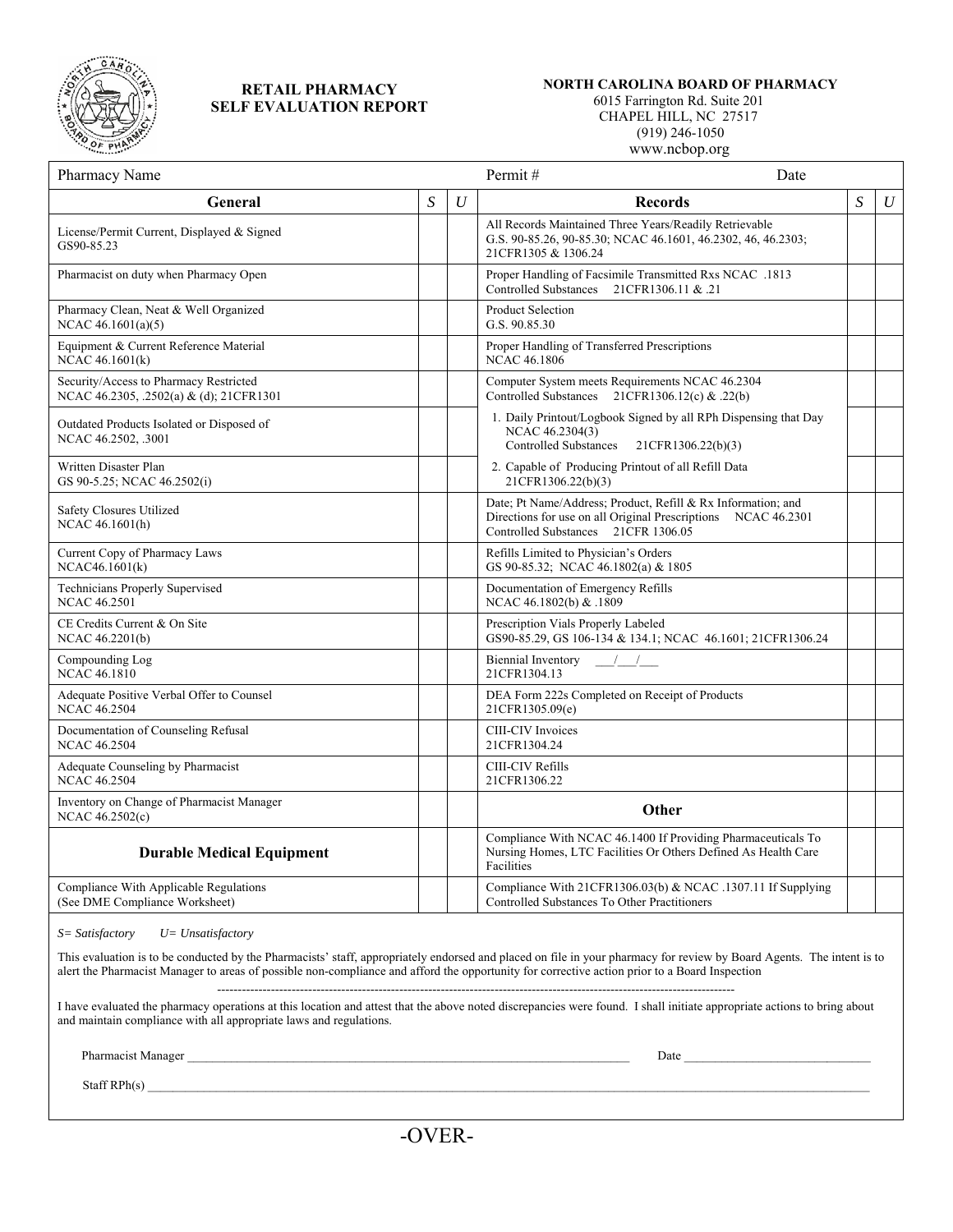# RETAIL PHARMACY SELF EVALUATION REPORT

**NORTH CAROLINA BOARD OF PHARMACY**
6015 Farrington Rd. Suite 201
CHAPEL HILL, NC 27517
(919) 246-1050
www.ncbop.org

Pharmacy Name | Permit # | Date

| General | S | U | Records | S | U |
|---|---|---|---|---|---|
| License/Permit Current, Displayed & Signed GS90-85.23 | | | All Records Maintained Three Years/Readily Retrievable G.S. 90-85.26, 90-85.30; NCAC 46.1601, 46.2302, 46, 46.2303; 21CFR1305 & 1306.24 | | |
| Pharmacist on duty when Pharmacy Open | | | Proper Handling of Facsimile Transmitted Rxs NCAC .1813 Controlled Substances 21CFR1306.11 & .21 | | |
| Pharmacy Clean, Neat & Well Organized NCAC 46.1601(a)(5) | | | Product Selection G.S. 90.85.30 | | |
| Equipment & Current Reference Material NCAC 46.1601(k) | | | Proper Handling of Transferred Prescriptions NCAC 46.1806 | | |
| Security/Access to Pharmacy Restricted NCAC 46.2305, .2502(a) & (d); 21CFR1301 | | | Computer System meets Requirements NCAC 46.2304 Controlled Substances 21CFR1306.12(c) & .22(b) | | |
| Outdated Products Isolated or Disposed of NCAC 46.2502, .3001 | | | 1. Daily Printout/Logbook Signed by all RPh Dispensing that Day NCAC 46.2304(3) Controlled Substances 21CFR1306.22(b)(3) | | |
| Written Disaster Plan GS 90-5.25; NCAC 46.2502(i) | | | 2. Capable of Producing Printout of all Refill Data 21CFR1306.22(b)(3) | | |
| Safety Closures Utilized NCAC 46.1601(h) | | | Date; Pt Name/Address; Product, Refill & Rx Information; and Directions for use on all Original Prescriptions NCAC 46.2301 Controlled Substances 21CFR 1306.05 | | |
| Current Copy of Pharmacy Laws NCAC46.1601(k) | | | Refills Limited to Physician's Orders GS 90-85.32; NCAC 46.1802(a) & 1805 | | |
| Technicians Properly Supervised NCAC 46.2501 | | | Documentation of Emergency Refills NCAC 46.1802(b) & .1809 | | |
| CE Credits Current & On Site NCAC 46.2201(b) | | | Prescription Vials Properly Labeled GS90-85.29, GS 106-134 & 134.1; NCAC 46.1601; 21CFR1306.24 | | |
| Compounding Log NCAC 46.1810 | | | Biennial Inventory \_\_\_/\_\_\_/\_\_\_ 21CFR1304.13 | | |
| Adequate Positive Verbal Offer to Counsel NCAC 46.2504 | | | DEA Form 222s Completed on Receipt of Products 21CFR1305.09(e) | | |
| Documentation of Counseling Refusal NCAC 46.2504 | | | CIII-CIV Invoices 21CFR1304.24 | | |
| Adequate Counseling by Pharmacist NCAC 46.2504 | | | CIII-CIV Refills 21CFR1306.22 | | |
| Inventory on Change of Pharmacist Manager NCAC 46.2502(c) | | | **Other** | | |
| **Durable Medical Equipment** | | | Compliance With NCAC 46.1400 If Providing Pharmaceuticals To Nursing Homes, LTC Facilities Or Others Defined As Health Care Facilities | | |
| Compliance With Applicable Regulations (See DME Compliance Worksheet) | | | Compliance With 21CFR1306.03(b) & NCAC .1307.11 If Supplying Controlled Substances To Other Practitioners | | |

*S= Satisfactory* *U= Unsatisfactory*

This evaluation is to be conducted by the Pharmacists' staff, appropriately endorsed and placed on file in your pharmacy for review by Board Agents. The intent is to alert the Pharmacist Manager to areas of possible non-compliance and afford the opportunity for corrective action prior to a Board Inspection

---

I have evaluated the pharmacy operations at this location and attest that the above noted discrepancies were found. I shall initiate appropriate actions to bring about and maintain compliance with all appropriate laws and regulations.

Pharmacist Manager \_\_\_\_\_\_\_\_\_\_\_\_\_\_\_\_\_\_\_\_\_\_\_\_\_\_\_\_\_\_\_\_\_\_\_\_\_\_\_\_ Date \_\_\_\_\_\_\_\_\_\_\_\_\_\_\_\_\_\_

Staff RPh(s) \_\_\_\_\_\_\_\_\_\_\_\_\_\_\_\_\_\_\_\_\_\_\_\_\_\_\_\_\_\_\_\_\_\_\_\_\_\_\_\_\_\_\_\_\_\_\_\_\_\_\_\_\_\_\_\_\_\_\_\_

-OVER-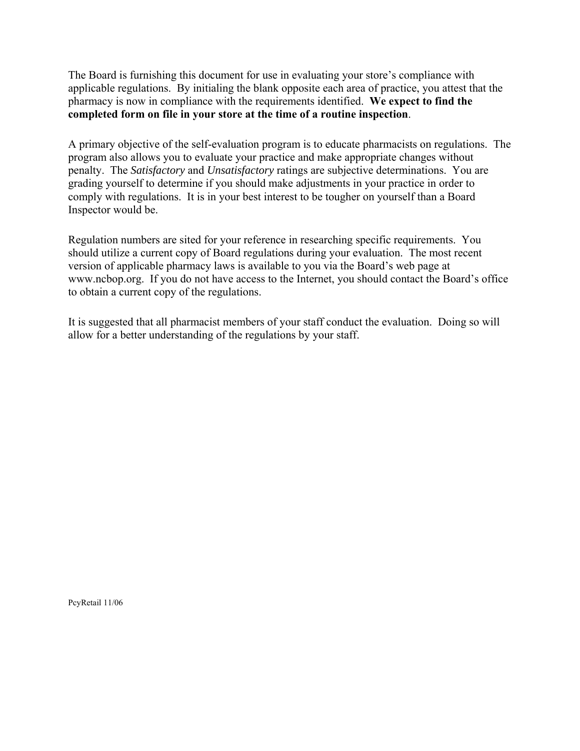The Board is furnishing this document for use in evaluating your store's compliance with applicable regulations. By initialing the blank opposite each area of practice, you attest that the pharmacy is now in compliance with the requirements identified. **We expect to find the completed form on file in your store at the time of a routine inspection**.

A primary objective of the self-evaluation program is to educate pharmacists on regulations. The program also allows you to evaluate your practice and make appropriate changes without penalty. The *Satisfactory* and *Unsatisfactory* ratings are subjective determinations. You are grading yourself to determine if you should make adjustments in your practice in order to comply with regulations. It is in your best interest to be tougher on yourself than a Board Inspector would be.

Regulation numbers are sited for your reference in researching specific requirements. You should utilize a current copy of Board regulations during your evaluation. The most recent version of applicable pharmacy laws is available to you via the Board's web page at www.ncbop.org. If you do not have access to the Internet, you should contact the Board's office to obtain a current copy of the regulations.

It is suggested that all pharmacist members of your staff conduct the evaluation. Doing so will allow for a better understanding of the regulations by your staff.

PcyRetail 11/06